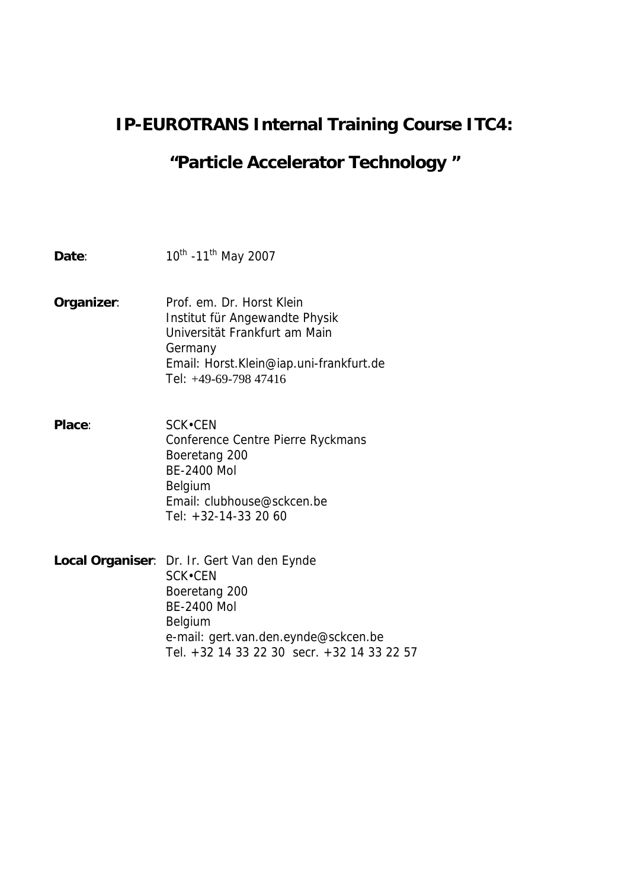# IP-EUROTRANS Internal Training Course ITC4:

# “Particle Accelerator Technology ”

**Date**: 10th -11th May 2007

**Organizer**: Prof. em. Dr. Horst Klein
Institut für Angewandte Physik
Universität Frankfurt am Main
Germany
Email: Horst.Klein@iap.uni-frankfurt.de
Tel: +49-69-798 47416

**Place**: SCK•CEN
Conference Centre Pierre Ryckmans
Boeretang 200
BE-2400 Mol
Belgium
Email: clubhouse@sckcen.be
Tel: +32-14-33 20 60

**Local Organiser**: Dr. Ir. Gert Van den Eynde
SCK•CEN
Boeretang 200
BE-2400 Mol
Belgium
e-mail: gert.van.den.eynde@sckcen.be
Tel. +32 14 33 22 30 secr. +32 14 33 22 57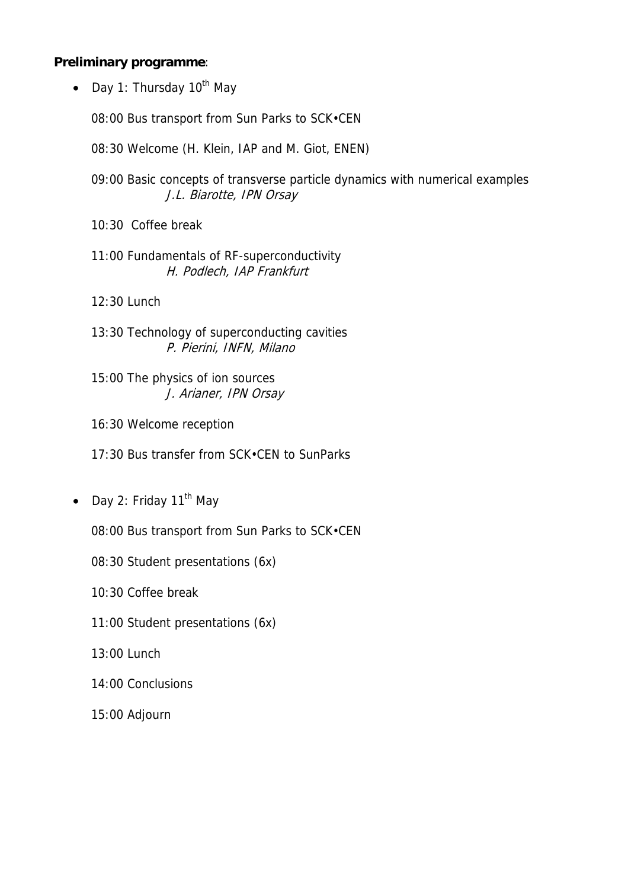**Preliminary programme**:

- Day 1: Thursday 10th May

  08:00 Bus transport from Sun Parks to SCK•CEN

  08:30 Welcome (H. Klein, IAP and M. Giot, ENEN)

  09:00 Basic concepts of transverse particle dynamics with numerical examples
  *J.L. Biarotte, IPN Orsay*

  10:30 Coffee break

  11:00 Fundamentals of RF-superconductivity
  *H. Podlech, IAP Frankfurt*

  12:30 Lunch

  13:30 Technology of superconducting cavities
  *P. Pierini, INFN, Milano*

  15:00 The physics of ion sources
  *J. Arianer, IPN Orsay*

  16:30 Welcome reception

  17:30 Bus transfer from SCK•CEN to SunParks

- Day 2: Friday 11th May

  08:00 Bus transport from Sun Parks to SCK•CEN

  08:30 Student presentations (6x)

  10:30 Coffee break

  11:00 Student presentations (6x)

  13:00 Lunch

  14:00 Conclusions

  15:00 Adjourn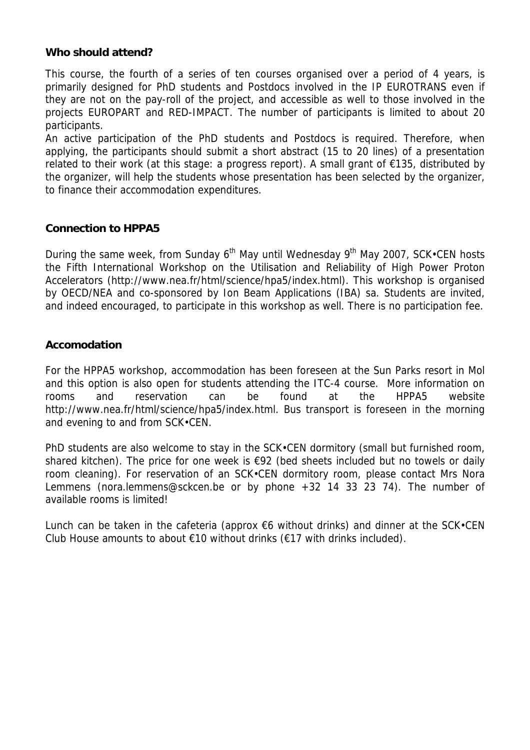**Who should attend?**

This course, the fourth of a series of ten courses organised over a period of 4 years, is primarily designed for PhD students and Postdocs involved in the IP EUROTRANS even if they are not on the pay-roll of the project, and accessible as well to those involved in the projects EUROPART and RED-IMPACT. The number of participants is limited to about 20 participants.

An active participation of the PhD students and Postdocs is required. Therefore, when applying, the participants should submit a short abstract (15 to 20 lines) of a presentation related to their work (at this stage: a progress report). A small grant of €135, distributed by the organizer, will help the students whose presentation has been selected by the organizer, to finance their accommodation expenditures.

**Connection to HPPA5**

During the same week, from Sunday 6th May until Wednesday 9th May 2007, SCK•CEN hosts the Fifth International Workshop on the Utilisation and Reliability of High Power Proton Accelerators (http://www.nea.fr/html/science/hpa5/index.html). This workshop is organised by OECD/NEA and co-sponsored by Ion Beam Applications (IBA) sa. Students are invited, and indeed encouraged, to participate in this workshop as well. There is no participation fee.

**Accomodation**

For the HPPA5 workshop, accommodation has been foreseen at the Sun Parks resort in Mol and this option is also open for students attending the ITC-4 course. More information on rooms and reservation can be found at the HPPA5 website http://www.nea.fr/html/science/hpa5/index.html. Bus transport is foreseen in the morning and evening to and from SCK•CEN.

PhD students are also welcome to stay in the SCK•CEN dormitory (small but furnished room, shared kitchen). The price for one week is €92 (bed sheets included but no towels or daily room cleaning). For reservation of an SCK•CEN dormitory room, please contact Mrs Nora Lemmens (nora.lemmens@sckcen.be or by phone +32 14 33 23 74). The number of available rooms is limited!

Lunch can be taken in the cafeteria (approx €6 without drinks) and dinner at the SCK•CEN Club House amounts to about €10 without drinks (€17 with drinks included).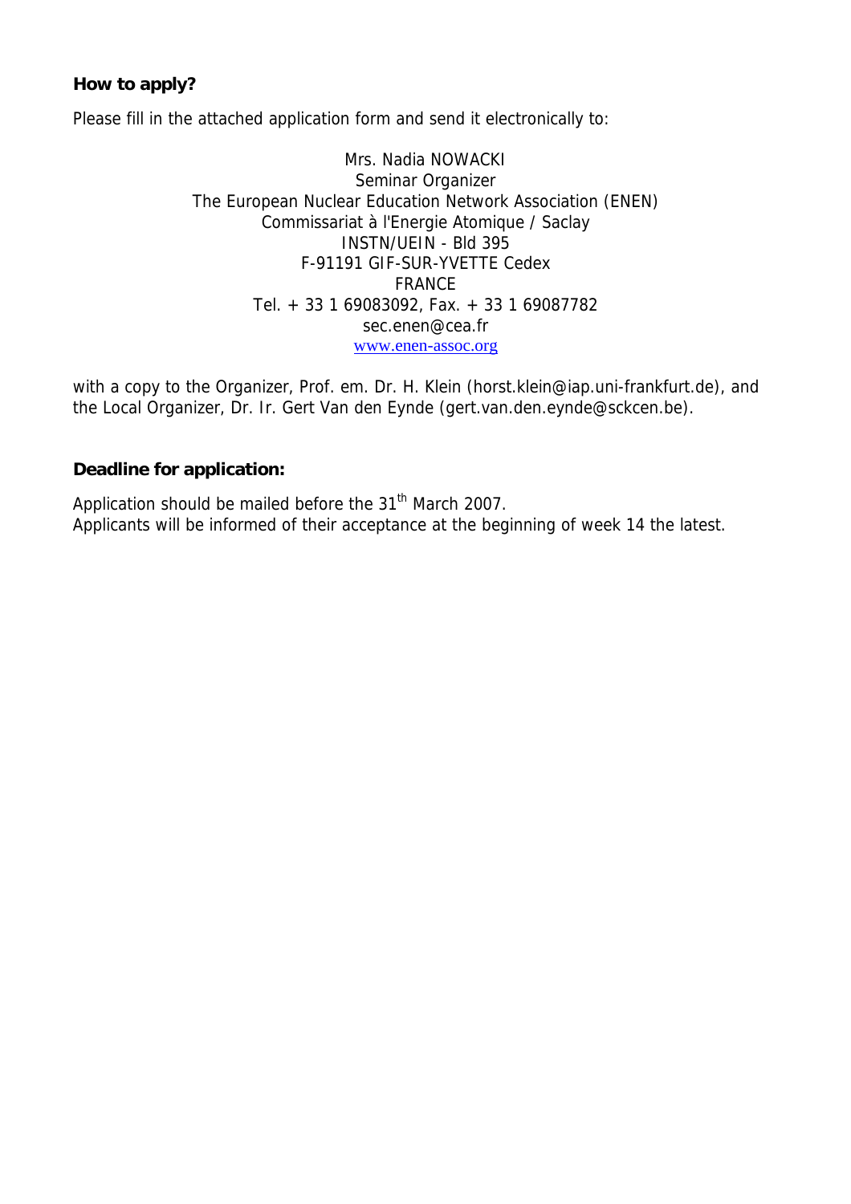**How to apply?**

Please fill in the attached application form and send it electronically to:

Mrs. Nadia NOWACKI
Seminar Organizer
The European Nuclear Education Network Association (ENEN)
Commissariat à l'Energie Atomique / Saclay
INSTN/UEIN - Bld 395
F-91191 GIF-SUR-YVETTE Cedex
FRANCE
Tel. + 33 1 69083092, Fax. + 33 1 69087782
sec.enen@cea.fr
www.enen-assoc.org

with a copy to the Organizer, Prof. em. Dr. H. Klein (horst.klein@iap.uni-frankfurt.de), and the Local Organizer, Dr. Ir. Gert Van den Eynde (gert.van.den.eynde@sckcen.be).

**Deadline for application:**

Application should be mailed before the 31th March 2007.
Applicants will be informed of their acceptance at the beginning of week 14 the latest.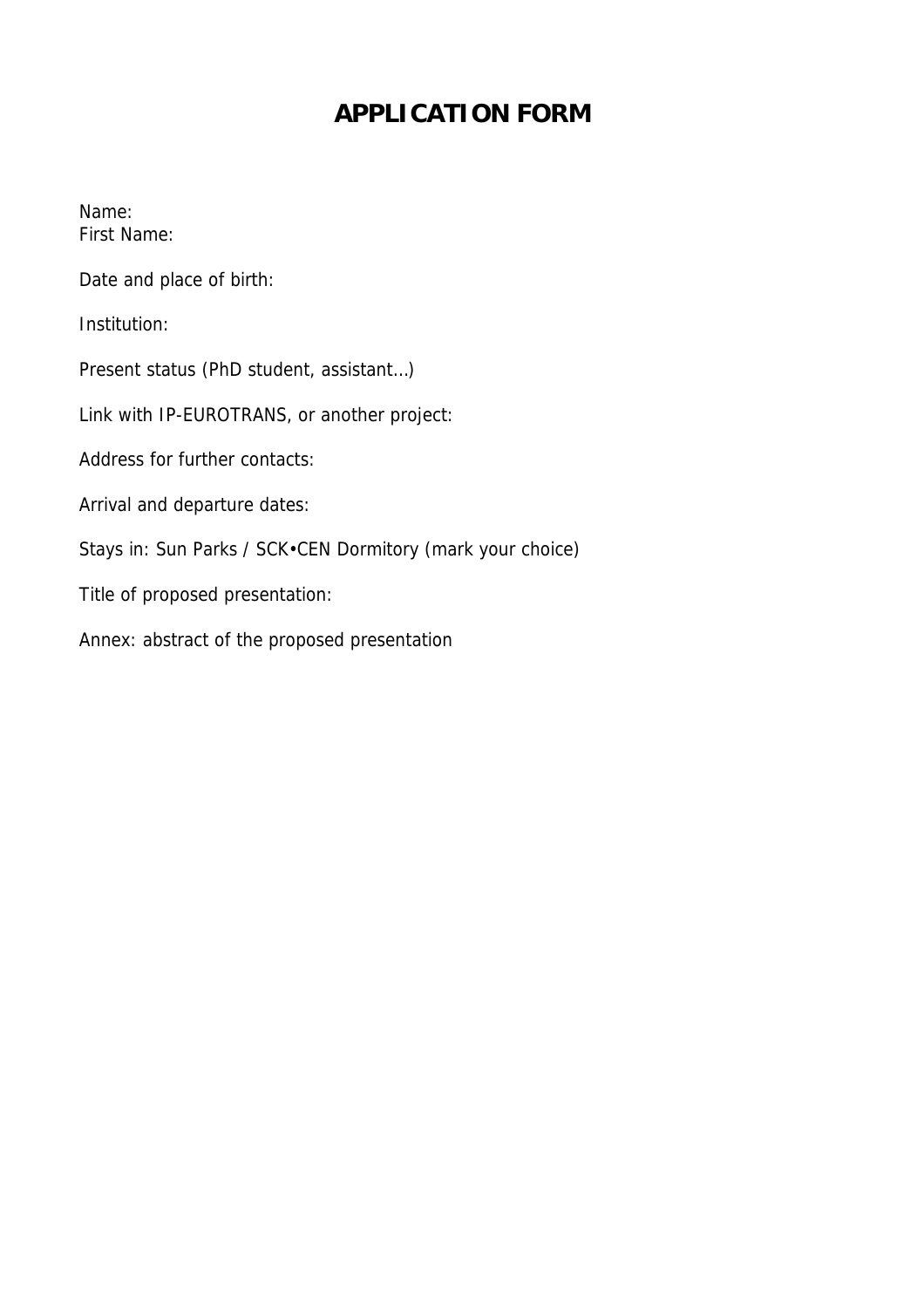# APPLICATION FORM

Name:
First Name:

Date and place of birth:

Institution:

Present status (PhD student, assistant…)

Link with IP-EUROTRANS, or another project:

Address for further contacts:

Arrival and departure dates:

Stays in: Sun Parks / SCK•CEN Dormitory (mark your choice)

Title of proposed presentation:

Annex: abstract of the proposed presentation